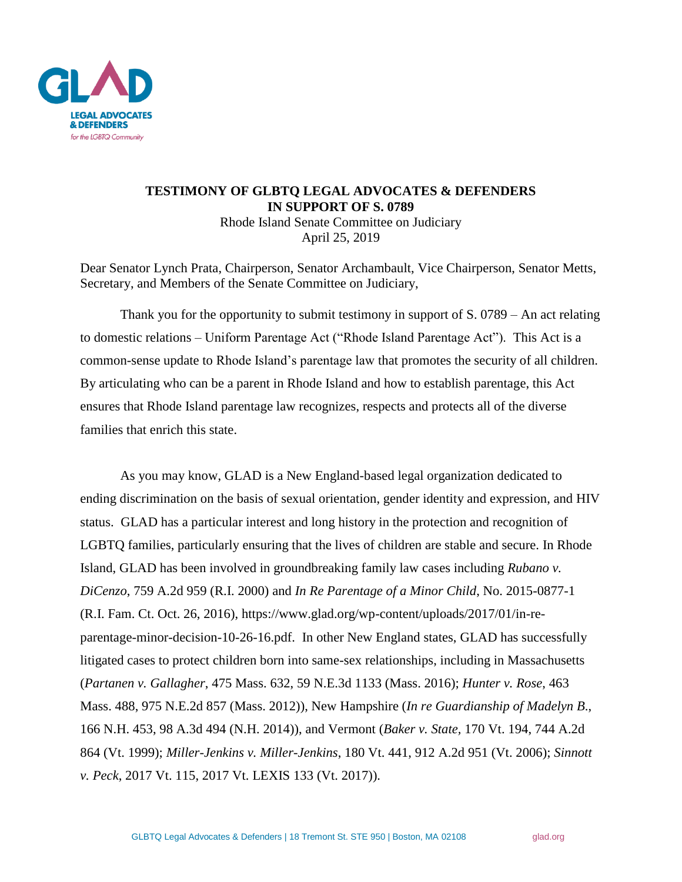**TESTIMONY OF GLBTQ LEGAL ADVOCATES & DEFENDERS IN SUPPORT OF S. 0789**

Rhode Island Senate Committee on Judiciary
April 25, 2019

Dear Senator Lynch Prata, Chairperson, Senator Archambault, Vice Chairperson, Senator Metts, Secretary, and Members of the Senate Committee on Judiciary,

Thank you for the opportunity to submit testimony in support of S. 0789 – An act relating to domestic relations – Uniform Parentage Act ("Rhode Island Parentage Act"). This Act is a common-sense update to Rhode Island's parentage law that promotes the security of all children. By articulating who can be a parent in Rhode Island and how to establish parentage, this Act ensures that Rhode Island parentage law recognizes, respects and protects all of the diverse families that enrich this state.

As you may know, GLAD is a New England-based legal organization dedicated to ending discrimination on the basis of sexual orientation, gender identity and expression, and HIV status. GLAD has a particular interest and long history in the protection and recognition of LGBTQ families, particularly ensuring that the lives of children are stable and secure. In Rhode Island, GLAD has been involved in groundbreaking family law cases including *Rubano v. DiCenzo*, 759 A.2d 959 (R.I. 2000) and *In Re Parentage of a Minor Child*, No. 2015-0877-1 (R.I. Fam. Ct. Oct. 26, 2016), https://www.glad.org/wp-content/uploads/2017/01/in-re-parentage-minor-decision-10-26-16.pdf. In other New England states, GLAD has successfully litigated cases to protect children born into same-sex relationships, including in Massachusetts (*Partanen v. Gallagher*, 475 Mass. 632, 59 N.E.3d 1133 (Mass. 2016); *Hunter v. Rose*, 463 Mass. 488, 975 N.E.2d 857 (Mass. 2012)), New Hampshire (*In re Guardianship of Madelyn B.*, 166 N.H. 453, 98 A.3d 494 (N.H. 2014)), and Vermont (*Baker v. State*, 170 Vt. 194, 744 A.2d 864 (Vt. 1999); *Miller-Jenkins v. Miller-Jenkins*, 180 Vt. 441, 912 A.2d 951 (Vt. 2006); *Sinnott v. Peck*, 2017 Vt. 115, 2017 Vt. LEXIS 133 (Vt. 2017)).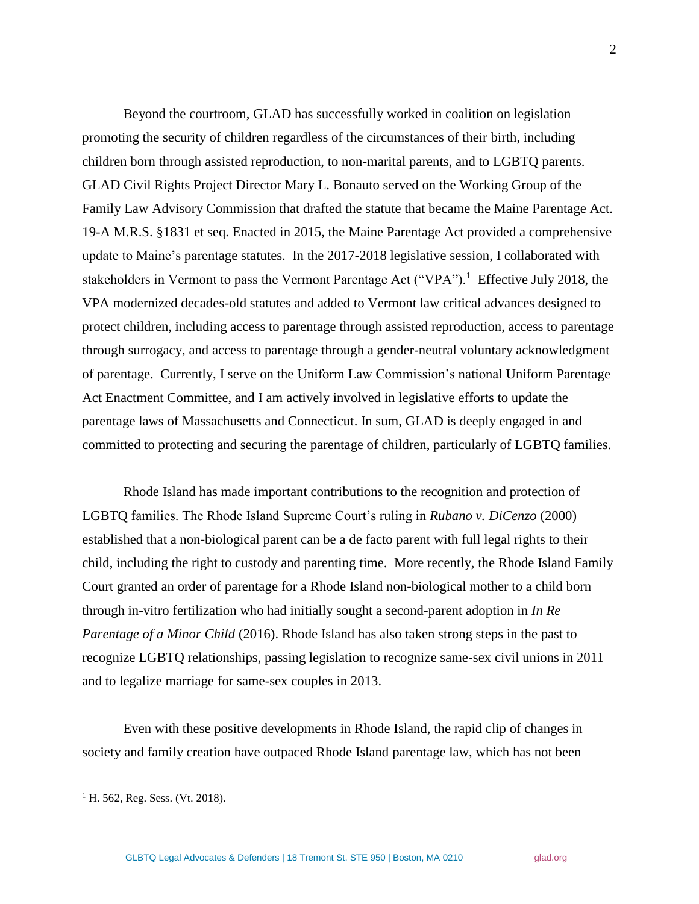Beyond the courtroom, GLAD has successfully worked in coalition on legislation promoting the security of children regardless of the circumstances of their birth, including children born through assisted reproduction, to non-marital parents, and to LGBTQ parents. GLAD Civil Rights Project Director Mary L. Bonauto served on the Working Group of the Family Law Advisory Commission that drafted the statute that became the Maine Parentage Act. 19-A M.R.S. §1831 et seq. Enacted in 2015, the Maine Parentage Act provided a comprehensive update to Maine's parentage statutes. In the 2017-2018 legislative session, I collaborated with stakeholders in Vermont to pass the Vermont Parentage Act ("VPA").[1] Effective July 2018, the VPA modernized decades-old statutes and added to Vermont law critical advances designed to protect children, including access to parentage through assisted reproduction, access to parentage through surrogacy, and access to parentage through a gender-neutral voluntary acknowledgment of parentage. Currently, I serve on the Uniform Law Commission's national Uniform Parentage Act Enactment Committee, and I am actively involved in legislative efforts to update the parentage laws of Massachusetts and Connecticut. In sum, GLAD is deeply engaged in and committed to protecting and securing the parentage of children, particularly of LGBTQ families.

Rhode Island has made important contributions to the recognition and protection of LGBTQ families. The Rhode Island Supreme Court's ruling in *Rubano v. DiCenzo* (2000) established that a non-biological parent can be a de facto parent with full legal rights to their child, including the right to custody and parenting time. More recently, the Rhode Island Family Court granted an order of parentage for a Rhode Island non-biological mother to a child born through in-vitro fertilization who had initially sought a second-parent adoption in *In Re Parentage of a Minor Child* (2016). Rhode Island has also taken strong steps in the past to recognize LGBTQ relationships, passing legislation to recognize same-sex civil unions in 2011 and to legalize marriage for same-sex couples in 2013.

Even with these positive developments in Rhode Island, the rapid clip of changes in society and family creation have outpaced Rhode Island parentage law, which has not been

---

[1] H. 562, Reg. Sess. (Vt. 2018).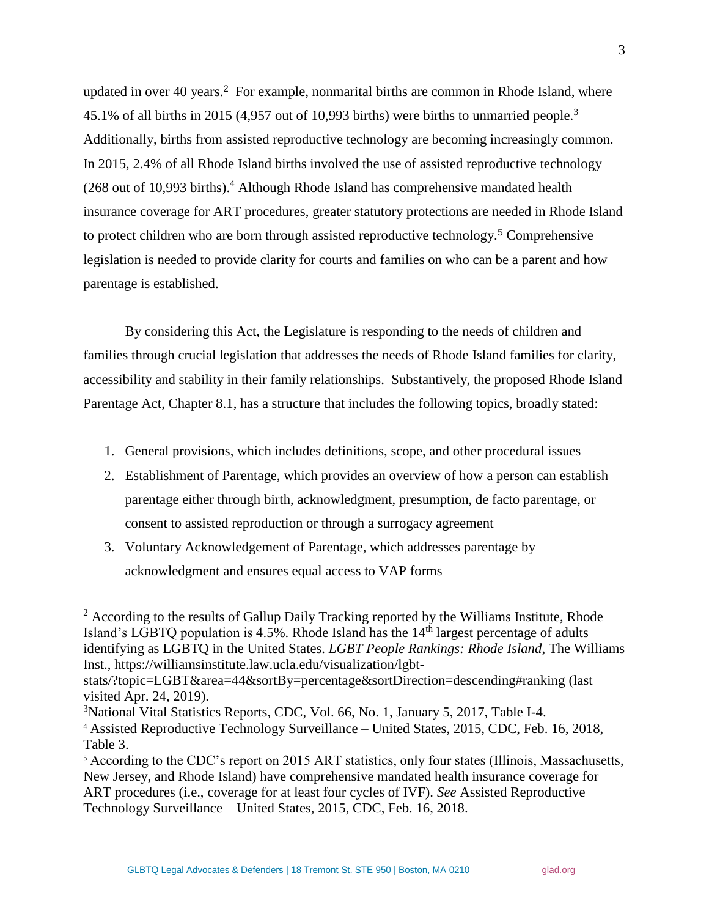updated in over 40 years.[2] For example, nonmarital births are common in Rhode Island, where 45.1% of all births in 2015 (4,957 out of 10,993 births) were births to unmarried people.[3] Additionally, births from assisted reproductive technology are becoming increasingly common. In 2015, 2.4% of all Rhode Island births involved the use of assisted reproductive technology (268 out of 10,993 births).[4] Although Rhode Island has comprehensive mandated health insurance coverage for ART procedures, greater statutory protections are needed in Rhode Island to protect children who are born through assisted reproductive technology.[5] Comprehensive legislation is needed to provide clarity for courts and families on who can be a parent and how parentage is established.

By considering this Act, the Legislature is responding to the needs of children and families through crucial legislation that addresses the needs of Rhode Island families for clarity, accessibility and stability in their family relationships. Substantively, the proposed Rhode Island Parentage Act, Chapter 8.1, has a structure that includes the following topics, broadly stated:

1. General provisions, which includes definitions, scope, and other procedural issues
2. Establishment of Parentage, which provides an overview of how a person can establish parentage either through birth, acknowledgment, presumption, de facto parentage, or consent to assisted reproduction or through a surrogacy agreement
3. Voluntary Acknowledgement of Parentage, which addresses parentage by acknowledgment and ensures equal access to VAP forms

---

[2] According to the results of Gallup Daily Tracking reported by the Williams Institute, Rhode Island's LGBTQ population is 4.5%. Rhode Island has the 14th largest percentage of adults identifying as LGBTQ in the United States. *LGBT People Rankings: Rhode Island*, The Williams Inst., https://williamsinstitute.law.ucla.edu/visualization/lgbt-stats/?topic=LGBT&area=44&sortBy=percentage&sortDirection=descending#ranking (last visited Apr. 24, 2019).

[3] National Vital Statistics Reports, CDC, Vol. 66, No. 1, January 5, 2017, Table I-4.

[4] Assisted Reproductive Technology Surveillance – United States, 2015, CDC, Feb. 16, 2018, Table 3.

[5] According to the CDC's report on 2015 ART statistics, only four states (Illinois, Massachusetts, New Jersey, and Rhode Island) have comprehensive mandated health insurance coverage for ART procedures (i.e., coverage for at least four cycles of IVF). *See* Assisted Reproductive Technology Surveillance – United States, 2015, CDC, Feb. 16, 2018.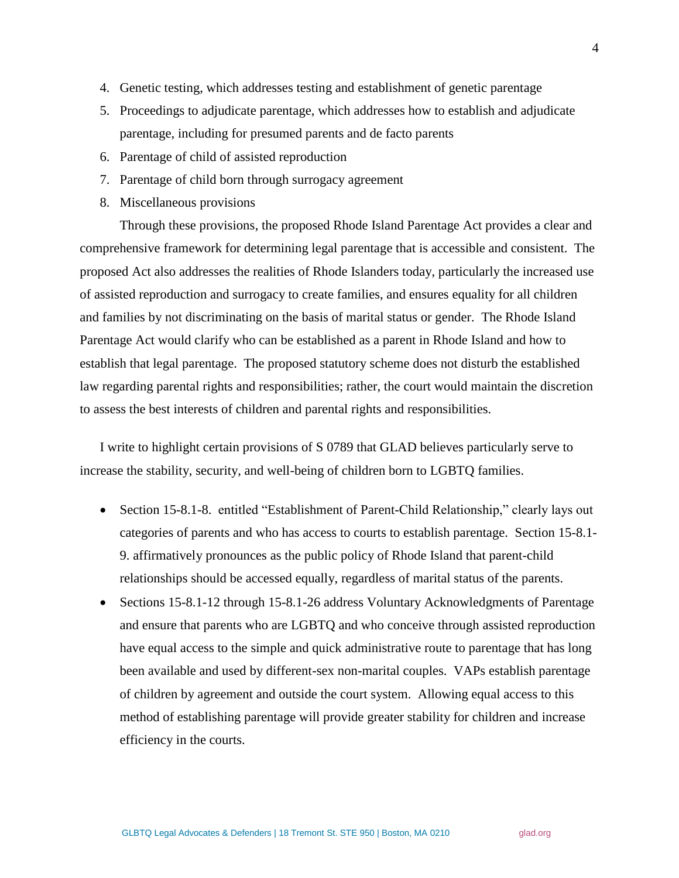4. Genetic testing, which addresses testing and establishment of genetic parentage
5. Proceedings to adjudicate parentage, which addresses how to establish and adjudicate parentage, including for presumed parents and de facto parents
6. Parentage of child of assisted reproduction
7. Parentage of child born through surrogacy agreement
8. Miscellaneous provisions

Through these provisions, the proposed Rhode Island Parentage Act provides a clear and comprehensive framework for determining legal parentage that is accessible and consistent. The proposed Act also addresses the realities of Rhode Islanders today, particularly the increased use of assisted reproduction and surrogacy to create families, and ensures equality for all children and families by not discriminating on the basis of marital status or gender. The Rhode Island Parentage Act would clarify who can be established as a parent in Rhode Island and how to establish that legal parentage. The proposed statutory scheme does not disturb the established law regarding parental rights and responsibilities; rather, the court would maintain the discretion to assess the best interests of children and parental rights and responsibilities.

I write to highlight certain provisions of S 0789 that GLAD believes particularly serve to increase the stability, security, and well-being of children born to LGBTQ families.

- Section 15-8.1-8. entitled "Establishment of Parent-Child Relationship," clearly lays out categories of parents and who has access to courts to establish parentage. Section 15-8.1-9. affirmatively pronounces as the public policy of Rhode Island that parent-child relationships should be accessed equally, regardless of marital status of the parents.
- Sections 15-8.1-12 through 15-8.1-26 address Voluntary Acknowledgments of Parentage and ensure that parents who are LGBTQ and who conceive through assisted reproduction have equal access to the simple and quick administrative route to parentage that has long been available and used by different-sex non-marital couples. VAPs establish parentage of children by agreement and outside the court system. Allowing equal access to this method of establishing parentage will provide greater stability for children and increase efficiency in the courts.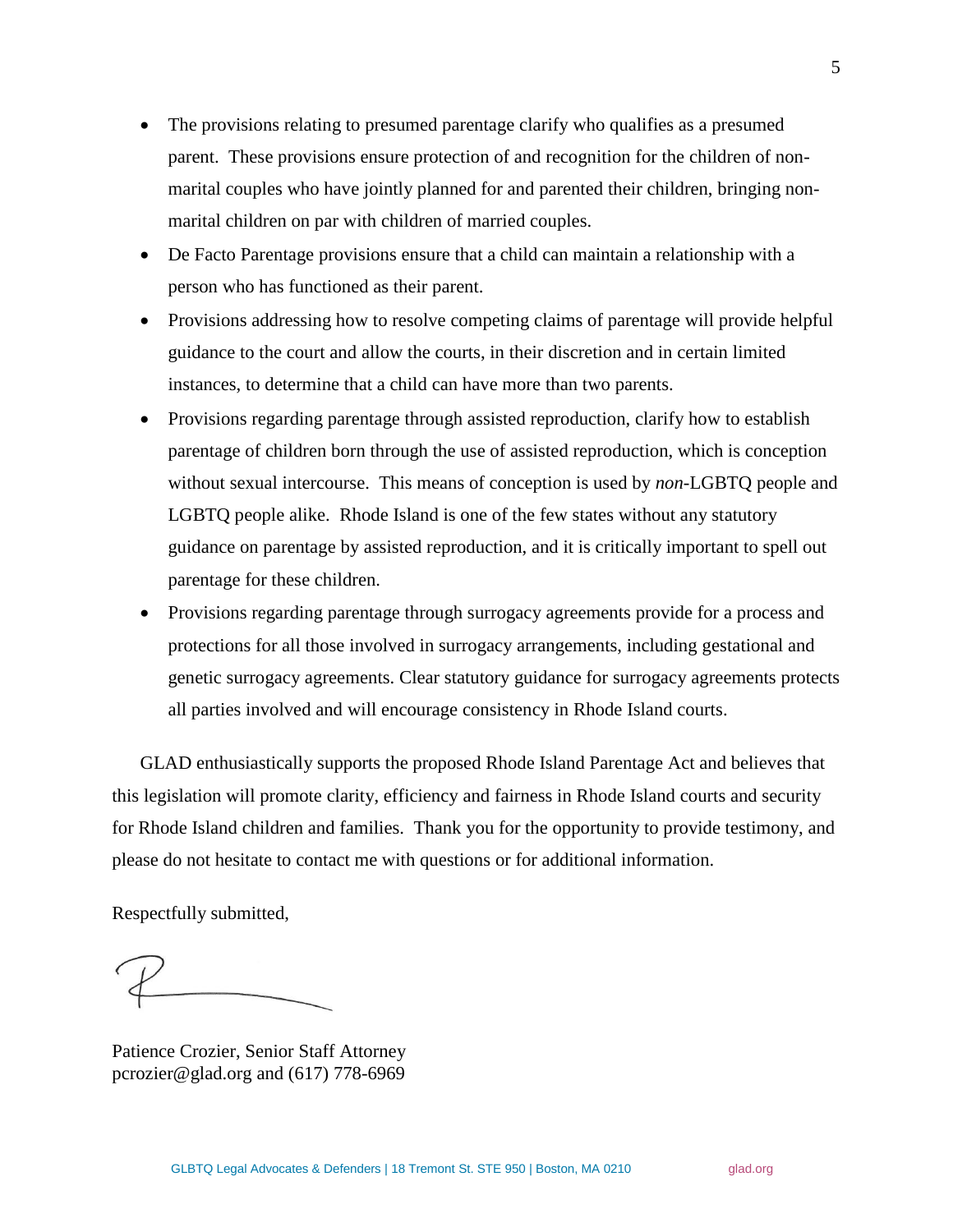- The provisions relating to presumed parentage clarify who qualifies as a presumed parent. These provisions ensure protection of and recognition for the children of non-marital couples who have jointly planned for and parented their children, bringing non-marital children on par with children of married couples.
- De Facto Parentage provisions ensure that a child can maintain a relationship with a person who has functioned as their parent.
- Provisions addressing how to resolve competing claims of parentage will provide helpful guidance to the court and allow the courts, in their discretion and in certain limited instances, to determine that a child can have more than two parents.
- Provisions regarding parentage through assisted reproduction, clarify how to establish parentage of children born through the use of assisted reproduction, which is conception without sexual intercourse. This means of conception is used by *non*-LGBTQ people and LGBTQ people alike. Rhode Island is one of the few states without any statutory guidance on parentage by assisted reproduction, and it is critically important to spell out parentage for these children.
- Provisions regarding parentage through surrogacy agreements provide for a process and protections for all those involved in surrogacy arrangements, including gestational and genetic surrogacy agreements. Clear statutory guidance for surrogacy agreements protects all parties involved and will encourage consistency in Rhode Island courts.

GLAD enthusiastically supports the proposed Rhode Island Parentage Act and believes that this legislation will promote clarity, efficiency and fairness in Rhode Island courts and security for Rhode Island children and families. Thank you for the opportunity to provide testimony, and please do not hesitate to contact me with questions or for additional information.

Respectfully submitted,

Patience Crozier, Senior Staff Attorney
pcrozier@glad.org and (617) 778-6969